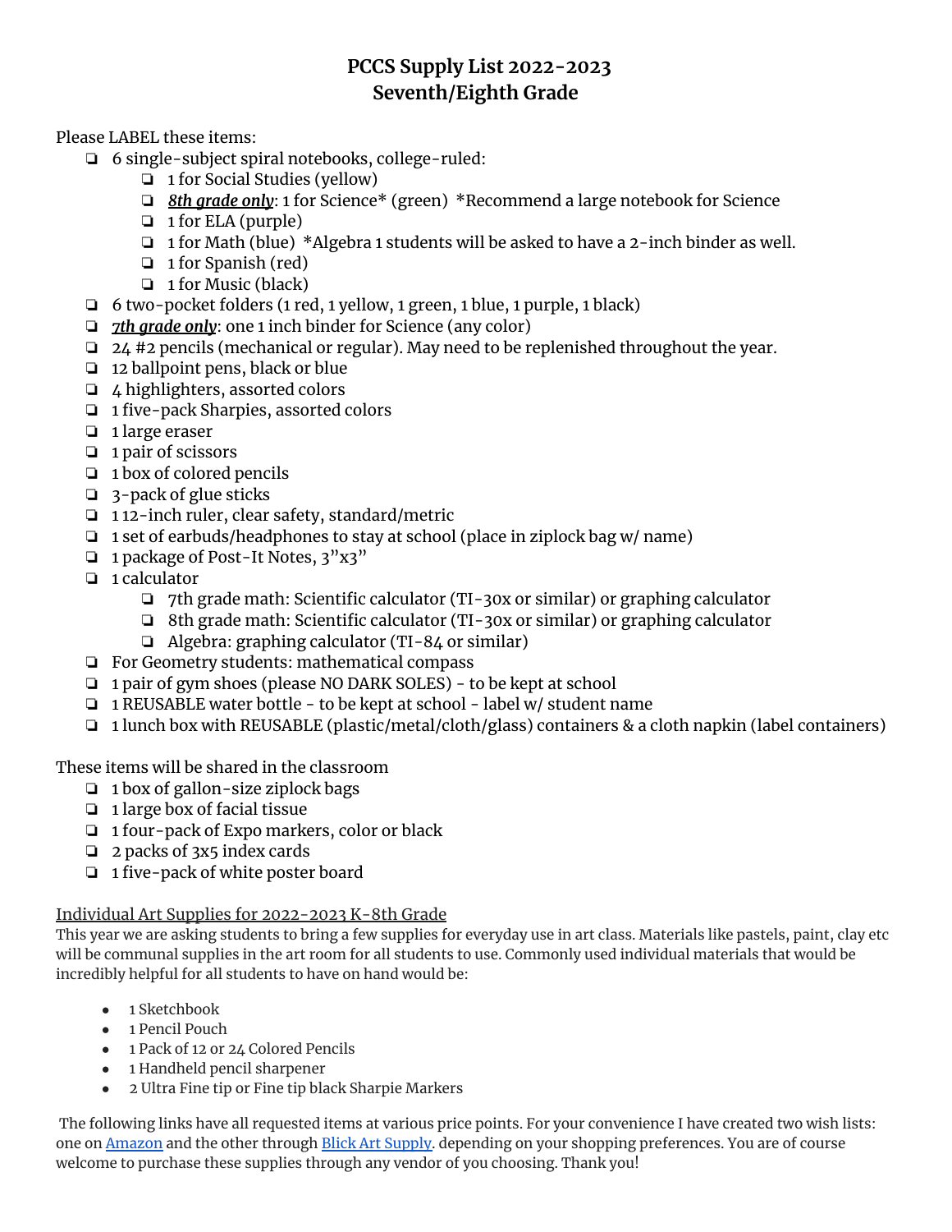# PCCS Supply List 2022-2023
# Seventh/Eighth Grade

Please LABEL these items:

- 6 single-subject spiral notebooks, college-ruled:
  - 1 for Social Studies (yellow)
  - ***8th grade only***: 1 for Science* (green) *Recommend a large notebook for Science
  - 1 for ELA (purple)
  - 1 for Math (blue) *Algebra 1 students will be asked to have a 2-inch binder as well.
  - 1 for Spanish (red)
  - 1 for Music (black)
- 6 two-pocket folders (1 red, 1 yellow, 1 green, 1 blue, 1 purple, 1 black)
- ***7th grade only***: one 1 inch binder for Science (any color)
- 24 #2 pencils (mechanical or regular). May need to be replenished throughout the year.
- 12 ballpoint pens, black or blue
- 4 highlighters, assorted colors
- 1 five-pack Sharpies, assorted colors
- 1 large eraser
- 1 pair of scissors
- 1 box of colored pencils
- 3-pack of glue sticks
- 1 12-inch ruler, clear safety, standard/metric
- 1 set of earbuds/headphones to stay at school (place in ziplock bag w/ name)
- 1 package of Post-It Notes, 3"x3"
- 1 calculator
  - 7th grade math: Scientific calculator (TI-30x or similar) or graphing calculator
  - 8th grade math: Scientific calculator (TI-30x or similar) or graphing calculator
  - Algebra: graphing calculator (TI-84 or similar)
- For Geometry students: mathematical compass
- 1 pair of gym shoes (please NO DARK SOLES) - to be kept at school
- 1 REUSABLE water bottle - to be kept at school - label w/ student name
- 1 lunch box with REUSABLE (plastic/metal/cloth/glass) containers & a cloth napkin (label containers)

These items will be shared in the classroom

- 1 box of gallon-size ziplock bags
- 1 large box of facial tissue
- 1 four-pack of Expo markers, color or black
- 2 packs of 3x5 index cards
- 1 five-pack of white poster board

Individual Art Supplies for 2022-2023 K-8th Grade

This year we are asking students to bring a few supplies for everyday use in art class. Materials like pastels, paint, clay etc will be communal supplies in the art room for all students to use. Commonly used individual materials that would be incredibly helpful for all students to have on hand would be:

- 1 Sketchbook
- 1 Pencil Pouch
- 1 Pack of 12 or 24 Colored Pencils
- 1 Handheld pencil sharpener
- 2 Ultra Fine tip or Fine tip black Sharpie Markers

The following links have all requested items at various price points. For your convenience I have created two wish lists: one on Amazon and the other through Blick Art Supply. depending on your shopping preferences. You are of course welcome to purchase these supplies through any vendor of you choosing. Thank you!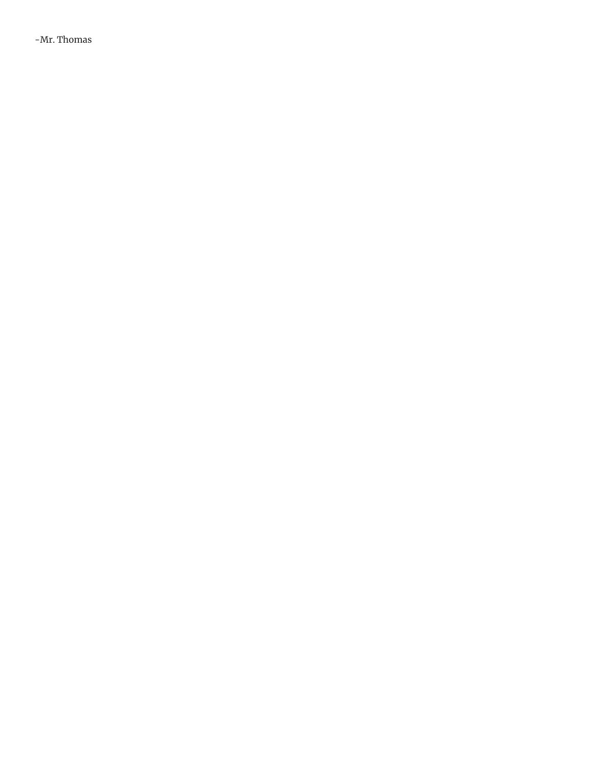-Mr. Thomas